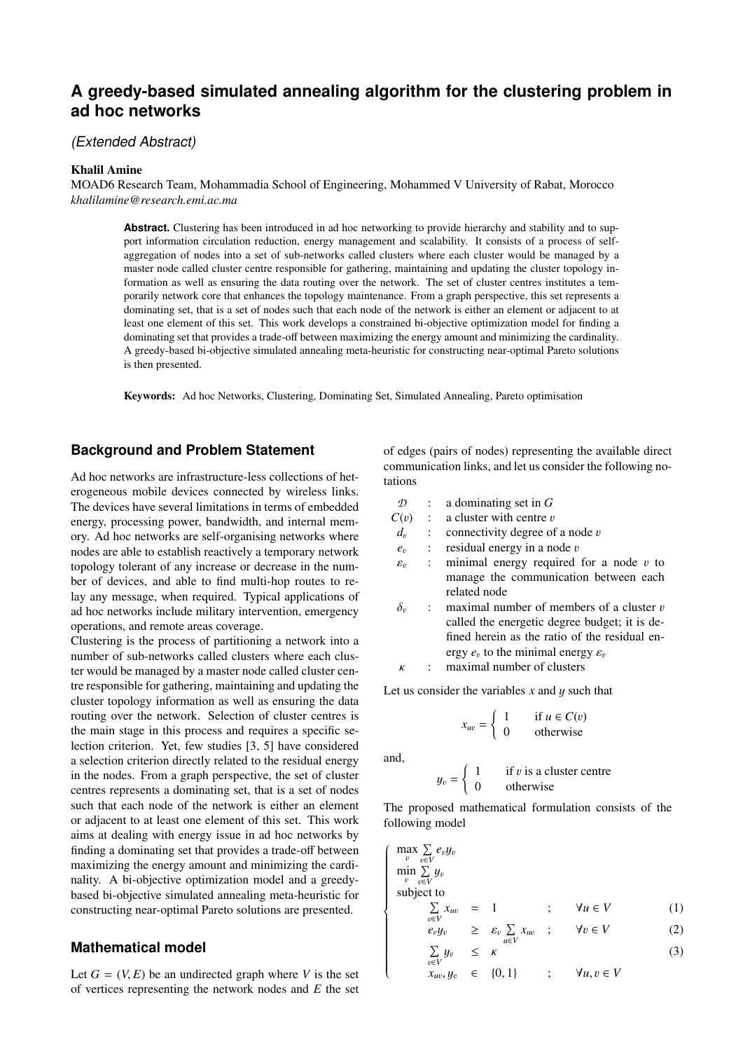# A greedy-based simulated annealing algorithm for the clustering problem in ad hoc networks

*(Extended Abstract)*

**Khalil Amine**

MOAD6 Research Team, Mohammadia School of Engineering, Mohammed V University of Rabat, Morocco
*khalilamine@research.emi.ac.ma*

**Abstract.** Clustering has been introduced in ad hoc networking to provide hierarchy and stability and to support information circulation reduction, energy management and scalability. It consists of a process of self-aggregation of nodes into a set of sub-networks called clusters where each cluster would be managed by a master node called cluster centre responsible for gathering, maintaining and updating the cluster topology information as well as ensuring the data routing over the network. The set of cluster centres institutes a temporarily network core that enhances the topology maintenance. From a graph perspective, this set represents a dominating set, that is a set of nodes such that each node of the network is either an element or adjacent to at least one element of this set. This work develops a constrained bi-objective optimization model for finding a dominating set that provides a trade-off between maximizing the energy amount and minimizing the cardinality. A greedy-based bi-objective simulated annealing meta-heuristic for constructing near-optimal Pareto solutions is then presented.

**Keywords:** Ad hoc Networks, Clustering, Dominating Set, Simulated Annealing, Pareto optimisation

## Background and Problem Statement

Ad hoc networks are infrastructure-less collections of heterogeneous mobile devices connected by wireless links. The devices have several limitations in terms of embedded energy, processing power, bandwidth, and internal memory. Ad hoc networks are self-organising networks where nodes are able to establish reactively a temporary network topology tolerant of any increase or decrease in the number of devices, and able to find multi-hop routes to relay any message, when required. Typical applications of ad hoc networks include military intervention, emergency operations, and remote areas coverage.

Clustering is the process of partitioning a network into a number of sub-networks called clusters where each cluster would be managed by a master node called cluster centre responsible for gathering, maintaining and updating the cluster topology information as well as ensuring the data routing over the network. Selection of cluster centres is the main stage in this process and requires a specific selection criterion. Yet, few studies [3, 5] have considered a selection criterion directly related to the residual energy in the nodes. From a graph perspective, the set of cluster centres represents a dominating set, that is a set of nodes such that each node of the network is either an element or adjacent to at least one element of this set. This work aims at dealing with energy issue in ad hoc networks by finding a dominating set that provides a trade-off between maximizing the energy amount and minimizing the cardinality. A bi-objective optimization model and a greedy-based bi-objective simulated annealing meta-heuristic for constructing near-optimal Pareto solutions are presented.

## Mathematical model

Let $G = (V, E)$ be an undirected graph where $V$ is the set of vertices representing the network nodes and $E$ the set of edges (pairs of nodes) representing the available direct communication links, and let us consider the following notations

- $\mathcal{D}$ : a dominating set in $G$
- $C(v)$ : a cluster with centre $v$
- $d_v$ : connectivity degree of a node $v$
- $e_v$ : residual energy in a node $v$
- $\varepsilon_v$ : minimal energy required for a node $v$ to manage the communication between each related node
- $\delta_v$ : maximal number of members of a cluster $v$ called the energetic degree budget; it is defined herein as the ratio of the residual energy $e_v$ to the minimal energy $\varepsilon_v$
- $\kappa$ : maximal number of clusters

Let us consider the variables $x$ and $y$ such that

$$x_{uv} = \begin{cases} 1 & \text{if } u \in C(v) \\ 0 & \text{otherwise} \end{cases}$$

and,

$$y_v = \begin{cases} 1 & \text{if } v \text{ is a cluster centre} \\ 0 & \text{otherwise} \end{cases}$$

The proposed mathematical formulation consists of the following model

$$\begin{cases}
\max\limits_{v} \sum\limits_{v \in V} e_v y_v & & & \\
\min\limits_{v} \sum\limits_{v \in V} y_v & & & \\
\text{subject to} & & & \\
\sum\limits_{v \in V} x_{uv} = 1 & ; & \forall u \in V & (1) \\
e_v y_v \geq \varepsilon_v \sum\limits_{u \in V} x_{uv} & ; & \forall v \in V & (2) \\
\sum\limits_{v \in V} y_v \leq \kappa & & & (3) \\
x_{uv}, y_v \in \{0, 1\} & ; & \forall u, v \in V &
\end{cases}$$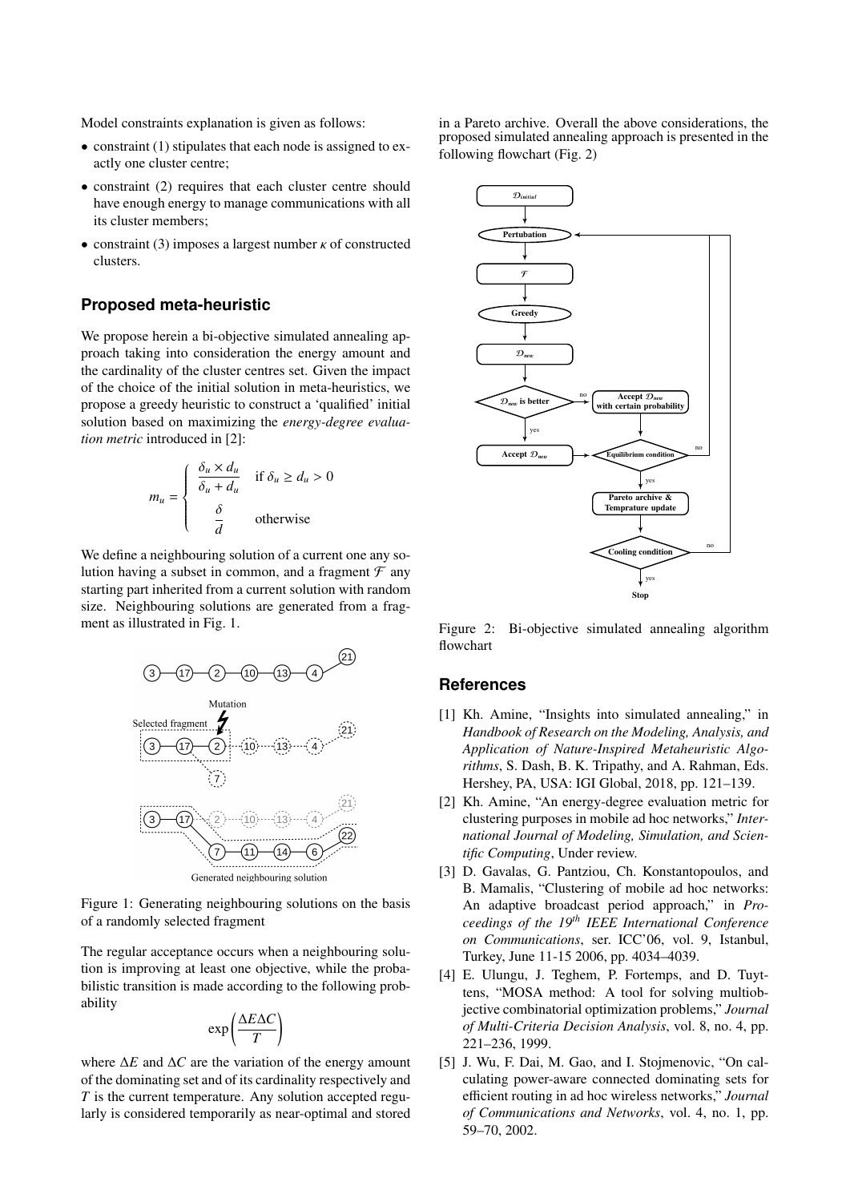Model constraints explanation is given as follows:

- constraint (1) stipulates that each node is assigned to exactly one cluster centre;
- constraint (2) requires that each cluster centre should have enough energy to manage communications with all its cluster members;
- constraint (3) imposes a largest number $\kappa$ of constructed clusters.

## Proposed meta-heuristic

We propose herein a bi-objective simulated annealing approach taking into consideration the energy amount and the cardinality of the cluster centres set. Given the impact of the choice of the initial solution in meta-heuristics, we propose a greedy heuristic to construct a 'qualified' initial solution based on maximizing the *energy-degree evaluation metric* introduced in [2]:

$$m_u = \begin{cases} \dfrac{\delta_u \times d_u}{\delta_u + d_u} & \text{if } \delta_u \geq d_u > 0 \\ \dfrac{\delta}{d} & \text{otherwise} \end{cases}$$

We define a neighbouring solution of a current one any solution having a subset in common, and a fragment $\mathcal{F}$ any starting part inherited from a current solution with random size. Neighbouring solutions are generated from a fragment as illustrated in Fig. 1.

3 17 2 10 13 4 21

Mutation

Selected fragment

3 17 2 10 13 4 21

7

3 17 2 10 13 4 21

7 11 14 6 22

Generated neighbouring solution

Figure 1: Generating neighbouring solutions on the basis of a randomly selected fragment

The regular acceptance occurs when a neighbouring solution is improving at least one objective, while the probabilistic transition is made according to the following probability

$$\exp\left(\frac{\Delta E \Delta C}{T}\right)$$

where $\Delta E$ and $\Delta C$ are the variation of the energy amount of the dominating set and of its cardinality respectively and $T$ is the current temperature. Any solution accepted regularly is considered temporarily as near-optimal and stored in a Pareto archive. Overall the above considerations, the proposed simulated annealing approach is presented in the following flowchart (Fig. 2)

$\mathcal{D}_{initial}$

Pertubation

$\mathcal{F}$

Greedy

$\mathcal{D}_{new}$

$\mathcal{D}_{new}$ is better

no

Accept $\mathcal{D}_{new}$ with certain probability

yes

Accept $\mathcal{D}_{new}$

Equilibrium condition

no

yes

Pareto archive & Temprature update

Cooling condition

no

yes

Stop

Figure 2: Bi-objective simulated annealing algorithm flowchart

## References

[1] Kh. Amine, "Insights into simulated annealing," in *Handbook of Research on the Modeling, Analysis, and Application of Nature-Inspired Metaheuristic Algorithms*, S. Dash, B. K. Tripathy, and A. Rahman, Eds. Hershey, PA, USA: IGI Global, 2018, pp. 121–139.

[2] Kh. Amine, "An energy-degree evaluation metric for clustering purposes in mobile ad hoc networks," *International Journal of Modeling, Simulation, and Scientific Computing*, Under review.

[3] D. Gavalas, G. Pantziou, Ch. Konstantopoulos, and B. Mamalis, "Clustering of mobile ad hoc networks: An adaptive broadcast period approach," in *Proceedings of the 19th IEEE International Conference on Communications*, ser. ICC'06, vol. 9, Istanbul, Turkey, June 11-15 2006, pp. 4034–4039.

[4] E. Ulungu, J. Teghem, P. Fortemps, and D. Tuyttens, "MOSA method: A tool for solving multiobjective combinatorial optimization problems," *Journal of Multi-Criteria Decision Analysis*, vol. 8, no. 4, pp. 221–236, 1999.

[5] J. Wu, F. Dai, M. Gao, and I. Stojmenovic, "On calculating power-aware connected dominating sets for efficient routing in ad hoc wireless networks," *Journal of Communications and Networks*, vol. 4, no. 1, pp. 59–70, 2002.